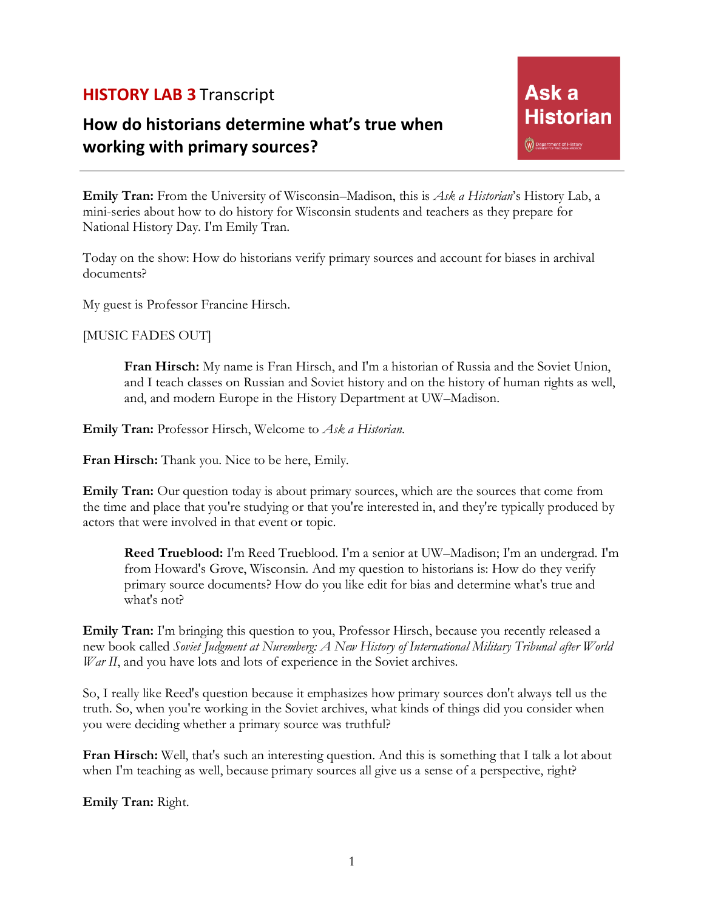**HISTORY LAB 3** Transcript

# How do historians determine what's true when working with primary sources?

Ask a Historian

**Emily Tran:** From the University of Wisconsin–Madison, this is *Ask a Historian*'s History Lab, a mini-series about how to do history for Wisconsin students and teachers as they prepare for National History Day. I'm Emily Tran.

Today on the show: How do historians verify primary sources and account for biases in archival documents?

My guest is Professor Francine Hirsch.

[MUSIC FADES OUT]

> **Fran Hirsch:** My name is Fran Hirsch, and I'm a historian of Russia and the Soviet Union, and I teach classes on Russian and Soviet history and on the history of human rights as well, and, and modern Europe in the History Department at UW–Madison.

**Emily Tran:** Professor Hirsch, Welcome to *Ask a Historian*.

**Fran Hirsch:** Thank you. Nice to be here, Emily.

**Emily Tran:** Our question today is about primary sources, which are the sources that come from the time and place that you're studying or that you're interested in, and they're typically produced by actors that were involved in that event or topic.

> **Reed Trueblood:** I'm Reed Trueblood. I'm a senior at UW–Madison; I'm an undergrad. I'm from Howard's Grove, Wisconsin. And my question to historians is: How do they verify primary source documents? How do you like edit for bias and determine what's true and what's not?

**Emily Tran:** I'm bringing this question to you, Professor Hirsch, because you recently released a new book called *Soviet Judgment at Nuremberg: A New History of International Military Tribunal after World War II*, and you have lots and lots of experience in the Soviet archives.

So, I really like Reed's question because it emphasizes how primary sources don't always tell us the truth. So, when you're working in the Soviet archives, what kinds of things did you consider when you were deciding whether a primary source was truthful?

**Fran Hirsch:** Well, that's such an interesting question. And this is something that I talk a lot about when I'm teaching as well, because primary sources all give us a sense of a perspective, right?

**Emily Tran:** Right.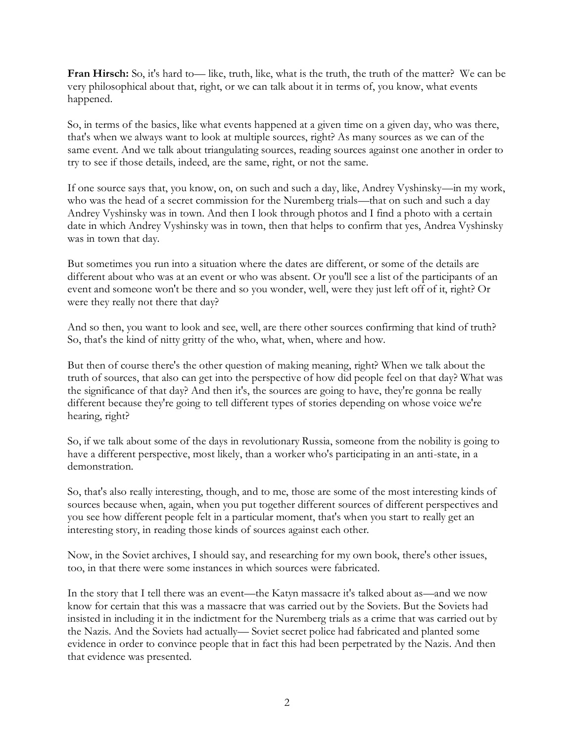**Fran Hirsch:** So, it's hard to— like, truth, like, what is the truth, the truth of the matter? We can be very philosophical about that, right, or we can talk about it in terms of, you know, what events happened.

So, in terms of the basics, like what events happened at a given time on a given day, who was there, that's when we always want to look at multiple sources, right? As many sources as we can of the same event. And we talk about triangulating sources, reading sources against one another in order to try to see if those details, indeed, are the same, right, or not the same.

If one source says that, you know, on, on such and such a day, like, Andrey Vyshinsky—in my work, who was the head of a secret commission for the Nuremberg trials—that on such and such a day Andrey Vyshinsky was in town. And then I look through photos and I find a photo with a certain date in which Andrey Vyshinsky was in town, then that helps to confirm that yes, Andrea Vyshinsky was in town that day.

But sometimes you run into a situation where the dates are different, or some of the details are different about who was at an event or who was absent. Or you'll see a list of the participants of an event and someone won't be there and so you wonder, well, were they just left off of it, right? Or were they really not there that day?

And so then, you want to look and see, well, are there other sources confirming that kind of truth? So, that's the kind of nitty gritty of the who, what, when, where and how.

But then of course there's the other question of making meaning, right? When we talk about the truth of sources, that also can get into the perspective of how did people feel on that day? What was the significance of that day? And then it's, the sources are going to have, they're gonna be really different because they're going to tell different types of stories depending on whose voice we're hearing, right?

So, if we talk about some of the days in revolutionary Russia, someone from the nobility is going to have a different perspective, most likely, than a worker who's participating in an anti-state, in a demonstration.

So, that's also really interesting, though, and to me, those are some of the most interesting kinds of sources because when, again, when you put together different sources of different perspectives and you see how different people felt in a particular moment, that's when you start to really get an interesting story, in reading those kinds of sources against each other.

Now, in the Soviet archives, I should say, and researching for my own book, there's other issues, too, in that there were some instances in which sources were fabricated.

In the story that I tell there was an event—the Katyn massacre it's talked about as—and we now know for certain that this was a massacre that was carried out by the Soviets. But the Soviets had insisted in including it in the indictment for the Nuremberg trials as a crime that was carried out by the Nazis. And the Soviets had actually— Soviet secret police had fabricated and planted some evidence in order to convince people that in fact this had been perpetrated by the Nazis. And then that evidence was presented.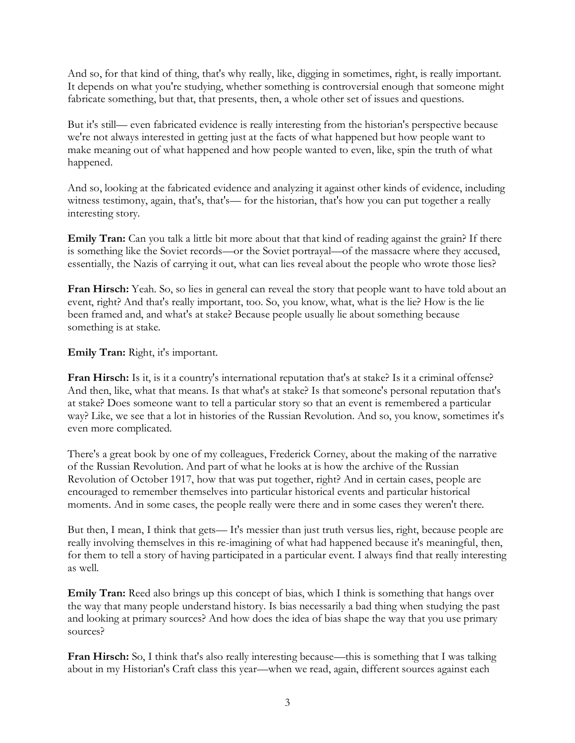And so, for that kind of thing, that's why really, like, digging in sometimes, right, is really important. It depends on what you're studying, whether something is controversial enough that someone might fabricate something, but that, that presents, then, a whole other set of issues and questions.

But it's still— even fabricated evidence is really interesting from the historian's perspective because we're not always interested in getting just at the facts of what happened but how people want to make meaning out of what happened and how people wanted to even, like, spin the truth of what happened.

And so, looking at the fabricated evidence and analyzing it against other kinds of evidence, including witness testimony, again, that's, that's— for the historian, that's how you can put together a really interesting story.

**Emily Tran:** Can you talk a little bit more about that that kind of reading against the grain? If there is something like the Soviet records—or the Soviet portrayal—of the massacre where they accused, essentially, the Nazis of carrying it out, what can lies reveal about the people who wrote those lies?

**Fran Hirsch:** Yeah. So, so lies in general can reveal the story that people want to have told about an event, right? And that's really important, too. So, you know, what, what is the lie? How is the lie been framed and, and what's at stake? Because people usually lie about something because something is at stake.

**Emily Tran:** Right, it's important.

**Fran Hirsch:** Is it, is it a country's international reputation that's at stake? Is it a criminal offense? And then, like, what that means. Is that what's at stake? Is that someone's personal reputation that's at stake? Does someone want to tell a particular story so that an event is remembered a particular way? Like, we see that a lot in histories of the Russian Revolution. And so, you know, sometimes it's even more complicated.

There's a great book by one of my colleagues, Frederick Corney, about the making of the narrative of the Russian Revolution. And part of what he looks at is how the archive of the Russian Revolution of October 1917, how that was put together, right? And in certain cases, people are encouraged to remember themselves into particular historical events and particular historical moments. And in some cases, the people really were there and in some cases they weren't there.

But then, I mean, I think that gets— It's messier than just truth versus lies, right, because people are really involving themselves in this re-imagining of what had happened because it's meaningful, then, for them to tell a story of having participated in a particular event. I always find that really interesting as well.

**Emily Tran:** Reed also brings up this concept of bias, which I think is something that hangs over the way that many people understand history. Is bias necessarily a bad thing when studying the past and looking at primary sources? And how does the idea of bias shape the way that you use primary sources?

**Fran Hirsch:** So, I think that's also really interesting because—this is something that I was talking about in my Historian's Craft class this year—when we read, again, different sources against each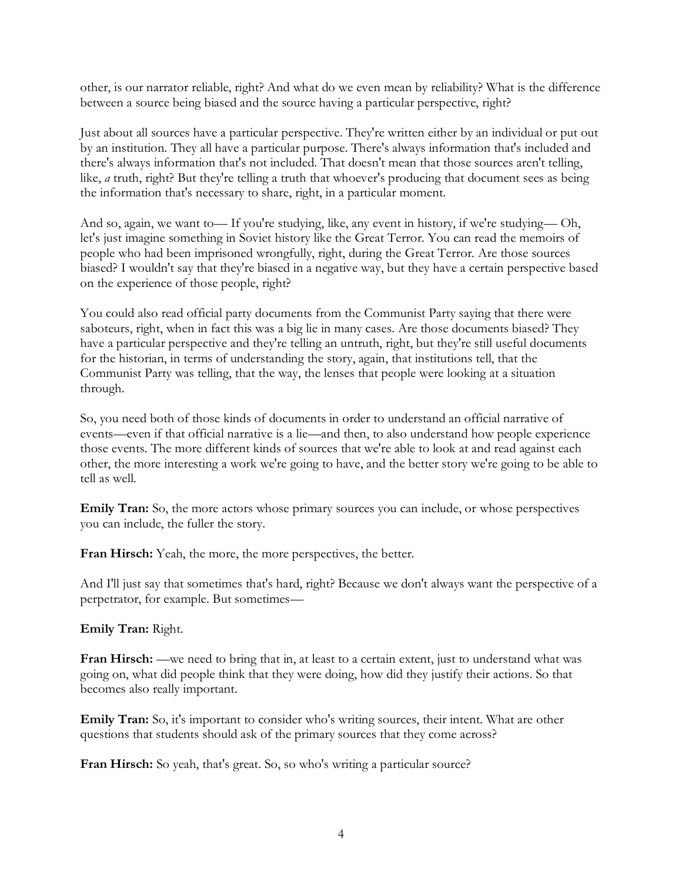other, is our narrator reliable, right? And what do we even mean by reliability? What is the difference between a source being biased and the source having a particular perspective, right?

Just about all sources have a particular perspective. They're written either by an individual or put out by an institution. They all have a particular purpose. There's always information that's included and there's always information that's not included. That doesn't mean that those sources aren't telling, like, *a* truth, right? But they're telling a truth that whoever's producing that document sees as being the information that's necessary to share, right, in a particular moment.

And so, again, we want to— If you're studying, like, any event in history, if we're studying— Oh, let's just imagine something in Soviet history like the Great Terror. You can read the memoirs of people who had been imprisoned wrongfully, right, during the Great Terror. Are those sources biased? I wouldn't say that they're biased in a negative way, but they have a certain perspective based on the experience of those people, right?

You could also read official party documents from the Communist Party saying that there were saboteurs, right, when in fact this was a big lie in many cases. Are those documents biased? They have a particular perspective and they're telling an untruth, right, but they're still useful documents for the historian, in terms of understanding the story, again, that institutions tell, that the Communist Party was telling, that the way, the lenses that people were looking at a situation through.

So, you need both of those kinds of documents in order to understand an official narrative of events—even if that official narrative is a lie—and then, to also understand how people experience those events. The more different kinds of sources that we're able to look at and read against each other, the more interesting a work we're going to have, and the better story we're going to be able to tell as well.

**Emily Tran:** So, the more actors whose primary sources you can include, or whose perspectives you can include, the fuller the story.

**Fran Hirsch:** Yeah, the more, the more perspectives, the better.

And I'll just say that sometimes that's hard, right? Because we don't always want the perspective of a perpetrator, for example. But sometimes—

**Emily Tran:** Right.

**Fran Hirsch:** —we need to bring that in, at least to a certain extent, just to understand what was going on, what did people think that they were doing, how did they justify their actions. So that becomes also really important.

**Emily Tran:** So, it's important to consider who's writing sources, their intent. What are other questions that students should ask of the primary sources that they come across?

**Fran Hirsch:** So yeah, that's great. So, so who's writing a particular source?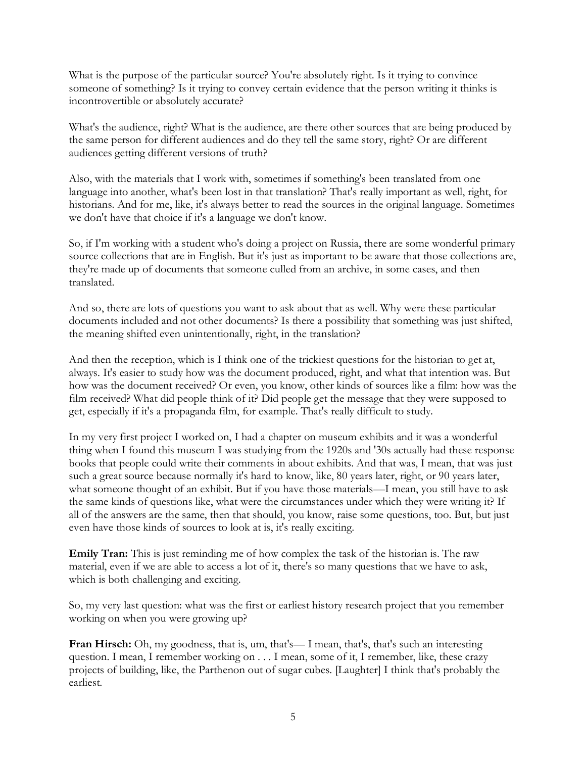What is the purpose of the particular source? You're absolutely right. Is it trying to convince someone of something? Is it trying to convey certain evidence that the person writing it thinks is incontrovertible or absolutely accurate?

What's the audience, right? What is the audience, are there other sources that are being produced by the same person for different audiences and do they tell the same story, right? Or are different audiences getting different versions of truth?

Also, with the materials that I work with, sometimes if something's been translated from one language into another, what's been lost in that translation? That's really important as well, right, for historians. And for me, like, it's always better to read the sources in the original language. Sometimes we don't have that choice if it's a language we don't know.

So, if I'm working with a student who's doing a project on Russia, there are some wonderful primary source collections that are in English. But it's just as important to be aware that those collections are, they're made up of documents that someone culled from an archive, in some cases, and then translated.

And so, there are lots of questions you want to ask about that as well. Why were these particular documents included and not other documents? Is there a possibility that something was just shifted, the meaning shifted even unintentionally, right, in the translation?

And then the reception, which is I think one of the trickiest questions for the historian to get at, always. It's easier to study how was the document produced, right, and what that intention was. But how was the document received? Or even, you know, other kinds of sources like a film: how was the film received? What did people think of it? Did people get the message that they were supposed to get, especially if it's a propaganda film, for example. That's really difficult to study.

In my very first project I worked on, I had a chapter on museum exhibits and it was a wonderful thing when I found this museum I was studying from the 1920s and '30s actually had these response books that people could write their comments in about exhibits. And that was, I mean, that was just such a great source because normally it's hard to know, like, 80 years later, right, or 90 years later, what someone thought of an exhibit. But if you have those materials—I mean, you still have to ask the same kinds of questions like, what were the circumstances under which they were writing it? If all of the answers are the same, then that should, you know, raise some questions, too. But, but just even have those kinds of sources to look at is, it's really exciting.

**Emily Tran:** This is just reminding me of how complex the task of the historian is. The raw material, even if we are able to access a lot of it, there's so many questions that we have to ask, which is both challenging and exciting.

So, my very last question: what was the first or earliest history research project that you remember working on when you were growing up?

**Fran Hirsch:** Oh, my goodness, that is, um, that's— I mean, that's, that's such an interesting question. I mean, I remember working on . . . I mean, some of it, I remember, like, these crazy projects of building, like, the Parthenon out of sugar cubes. [Laughter] I think that's probably the earliest.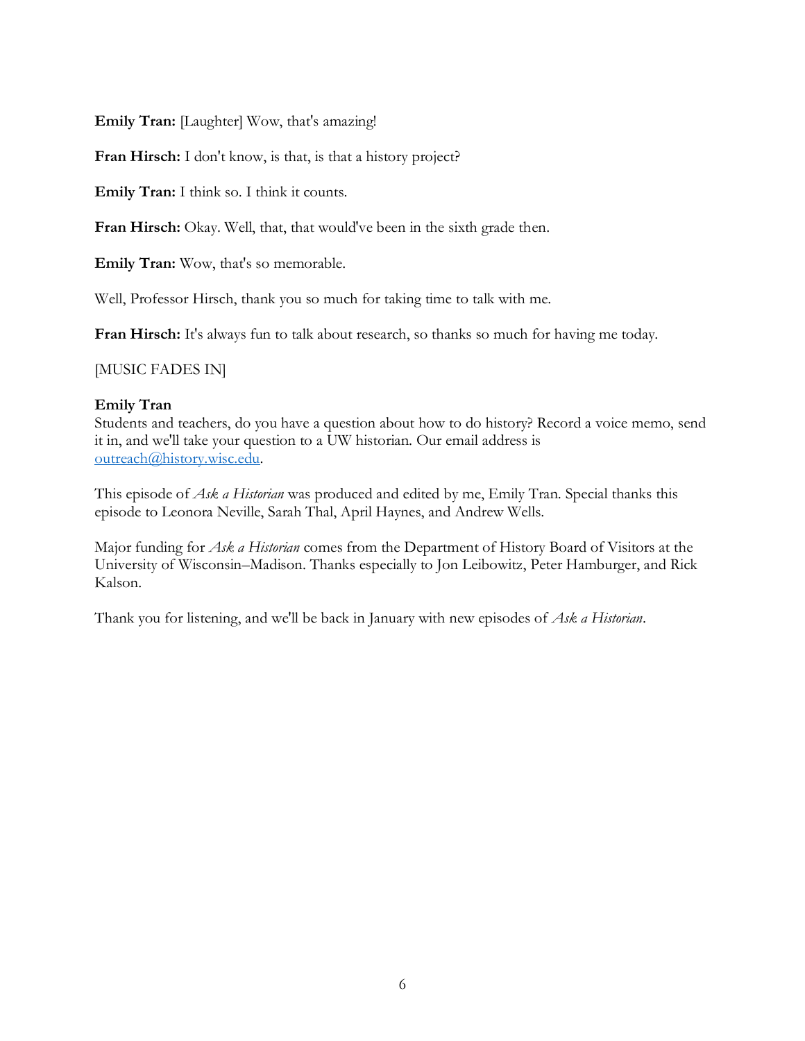**Emily Tran:** [Laughter] Wow, that's amazing!

**Fran Hirsch:** I don't know, is that, is that a history project?

**Emily Tran:** I think so. I think it counts.

**Fran Hirsch:** Okay. Well, that, that would've been in the sixth grade then.

**Emily Tran:** Wow, that's so memorable.

Well, Professor Hirsch, thank you so much for taking time to talk with me.

**Fran Hirsch:** It's always fun to talk about research, so thanks so much for having me today.

[MUSIC FADES IN]

**Emily Tran**
Students and teachers, do you have a question about how to do history? Record a voice memo, send it in, and we'll take your question to a UW historian. Our email address is [outreach@history.wisc.edu](mailto:outreach@history.wisc.edu).

This episode of *Ask a Historian* was produced and edited by me, Emily Tran. Special thanks this episode to Leonora Neville, Sarah Thal, April Haynes, and Andrew Wells.

Major funding for *Ask a Historian* comes from the Department of History Board of Visitors at the University of Wisconsin–Madison. Thanks especially to Jon Leibowitz, Peter Hamburger, and Rick Kalson.

Thank you for listening, and we'll be back in January with new episodes of *Ask a Historian*.